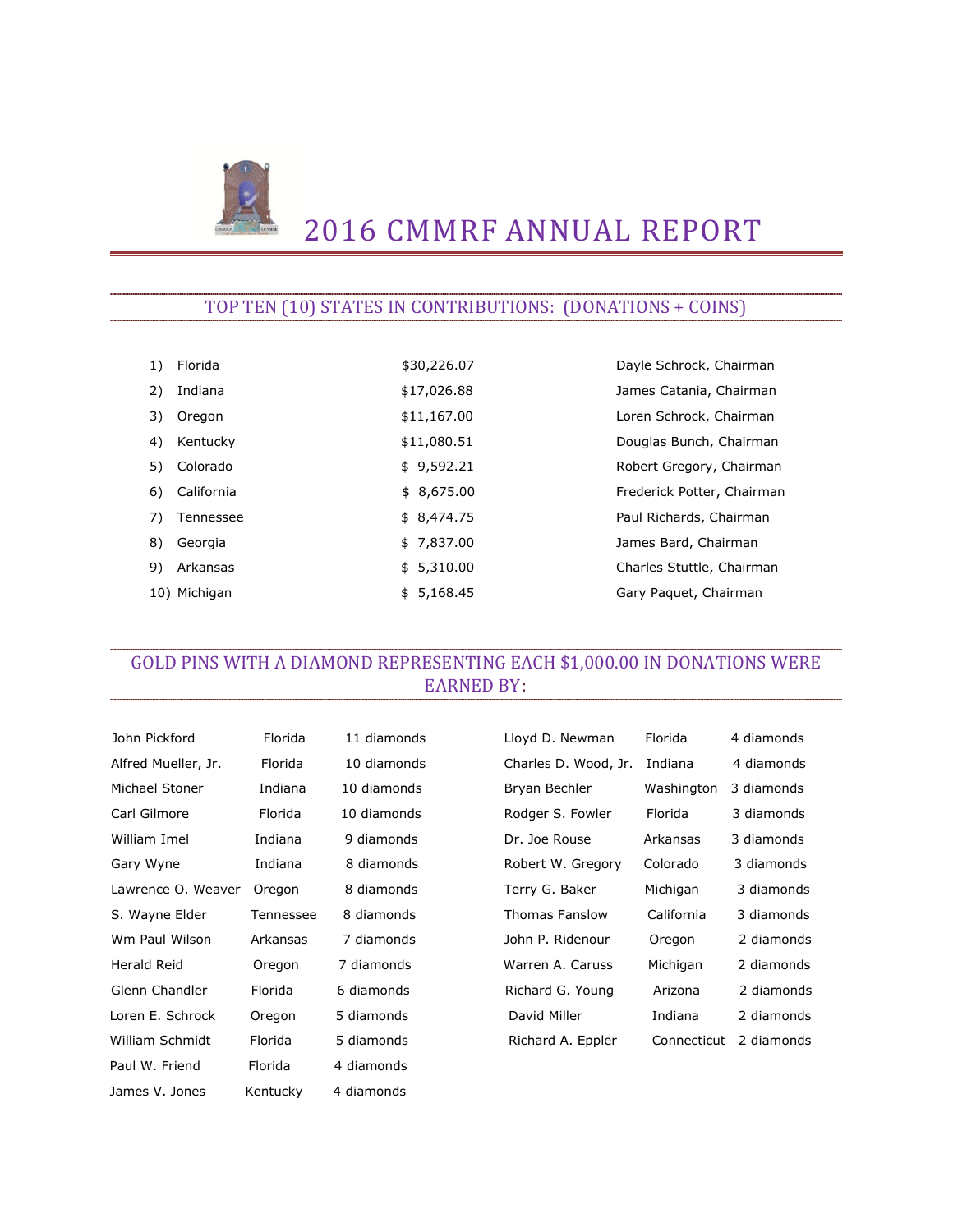# 2016 CMMRF ANNUAL REPORT

## TOP TEN (10) STATES IN CONTRIBUTIONS: (DONATIONS + COINS)

| | State | Amount | Chairman |
|---|---|---|---|
| 1) | Florida | $30,226.07 | Dayle Schrock, Chairman |
| 2) | Indiana | $17,026.88 | James Catania, Chairman |
| 3) | Oregon | $11,167.00 | Loren Schrock, Chairman |
| 4) | Kentucky | $11,080.51 | Douglas Bunch, Chairman |
| 5) | Colorado | $ 9,592.21 | Robert Gregory, Chairman |
| 6) | California | $ 8,675.00 | Frederick Potter, Chairman |
| 7) | Tennessee | $ 8,474.75 | Paul Richards, Chairman |
| 8) | Georgia | $ 7,837.00 | James Bard, Chairman |
| 9) | Arkansas | $ 5,310.00 | Charles Stuttle, Chairman |
| 10) | Michigan | $ 5,168.45 | Gary Paquet, Chairman |

## GOLD PINS WITH A DIAMOND REPRESENTING EACH $1,000.00 IN DONATIONS WERE EARNED BY:

| Name | State | Diamonds |
|---|---|---|
| John Pickford | Florida | 11 diamonds |
| Alfred Mueller, Jr. | Florida | 10 diamonds |
| Michael Stoner | Indiana | 10 diamonds |
| Carl Gilmore | Florida | 10 diamonds |
| William Imel | Indiana | 9 diamonds |
| Gary Wyne | Indiana | 8 diamonds |
| Lawrence O. Weaver | Oregon | 8 diamonds |
| S. Wayne Elder | Tennessee | 8 diamonds |
| Wm Paul Wilson | Arkansas | 7 diamonds |
| Herald Reid | Oregon | 7 diamonds |
| Glenn Chandler | Florida | 6 diamonds |
| Loren E. Schrock | Oregon | 5 diamonds |
| William Schmidt | Florida | 5 diamonds |
| Paul W. Friend | Florida | 4 diamonds |
| James V. Jones | Kentucky | 4 diamonds |
| Lloyd D. Newman | Florida | 4 diamonds |
| Charles D. Wood, Jr. | Indiana | 4 diamonds |
| Bryan Bechler | Washington | 3 diamonds |
| Rodger S. Fowler | Florida | 3 diamonds |
| Dr. Joe Rouse | Arkansas | 3 diamonds |
| Robert W. Gregory | Colorado | 3 diamonds |
| Terry G. Baker | Michigan | 3 diamonds |
| Thomas Fanslow | California | 3 diamonds |
| John P. Ridenour | Oregon | 2 diamonds |
| Warren A. Caruss | Michigan | 2 diamonds |
| Richard G. Young | Arizona | 2 diamonds |
| David Miller | Indiana | 2 diamonds |
| Richard A. Eppler | Connecticut | 2 diamonds |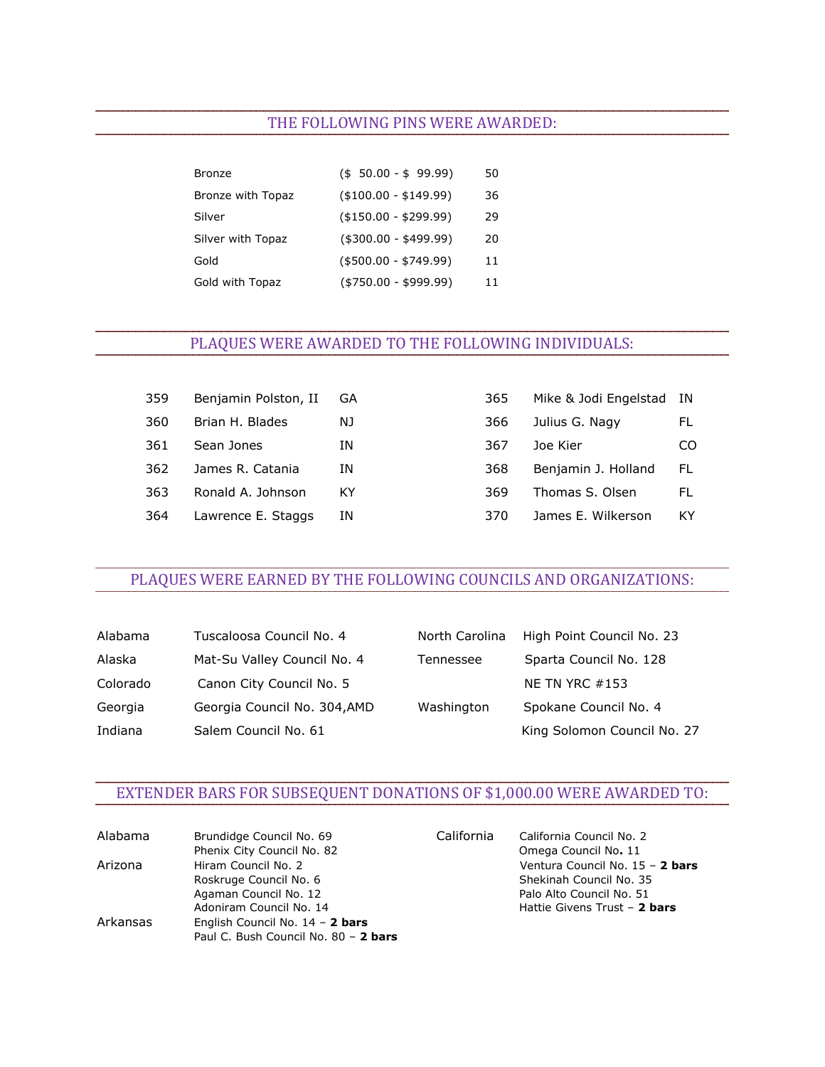## THE FOLLOWING PINS WERE AWARDED:

| | | |
|---|---|---|
| Bronze | ($ 50.00 - $ 99.99) | 50 |
| Bronze with Topaz | ($100.00 - $149.99) | 36 |
| Silver | ($150.00 - $299.99) | 29 |
| Silver with Topaz | ($300.00 - $499.99) | 20 |
| Gold | ($500.00 - $749.99) | 11 |
| Gold with Topaz | ($750.00 - $999.99) | 11 |

## PLAQUES WERE AWARDED TO THE FOLLOWING INDIVIDUALS:

| | | |
|---|---|---|
| 359 | Benjamin Polston, II | GA |
| 360 | Brian H. Blades | NJ |
| 361 | Sean Jones | IN |
| 362 | James R. Catania | IN |
| 363 | Ronald A. Johnson | KY |
| 364 | Lawrence E. Staggs | IN |
| 365 | Mike & Jodi Engelstad | IN |
| 366 | Julius G. Nagy | FL |
| 367 | Joe Kier | CO |
| 368 | Benjamin J. Holland | FL |
| 369 | Thomas S. Olsen | FL |
| 370 | James E. Wilkerson | KY |

## PLAQUES WERE EARNED BY THE FOLLOWING COUNCILS AND ORGANIZATIONS:

| | |
|---|---|
| Alabama | Tuscaloosa Council No. 4 |
| Alaska | Mat-Su Valley Council No. 4 |
| Colorado | Canon City Council No. 5 |
| Georgia | Georgia Council No. 304,AMD |
| Indiana | Salem Council No. 61 |
| North Carolina | High Point Council No. 23 |
| Tennessee | Sparta Council No. 128 |
| | NE TN YRC #153 |
| Washington | Spokane Council No. 4 |
| | King Solomon Council No. 27 |

## EXTENDER BARS FOR SUBSEQUENT DONATIONS OF $1,000.00 WERE AWARDED TO:

**Alabama**
- Brundidge Council No. 69
- Phenix City Council No. 82

**Arizona**
- Hiram Council No. 2
- Roskruge Council No. 6
- Agaman Council No. 12
- Adoniram Council No. 14

**Arkansas**
- English Council No. 14 – **2 bars**
- Paul C. Bush Council No. 80 – **2 bars**

**California**
- California Council No. 2
- Omega Council No. 11
- Ventura Council No. 15 – **2 bars**
- Shekinah Council No. 35
- Palo Alto Council No. 51
- Hattie Givens Trust – **2 bars**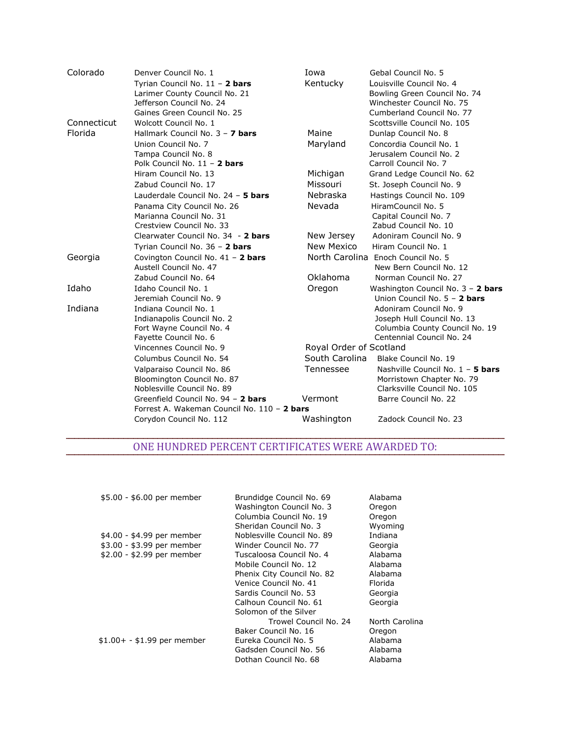| State | Council |
|---|---|
| Colorado | Denver Council No. 1 |
| | Tyrian Council No. 11 – **2 bars** |
| | Larimer County Council No. 21 |
| | Jefferson Council No. 24 |
| | Gaines Green Council No. 25 |
| Connecticut | Wolcott Council No. 1 |
| Florida | Hallmark Council No. 3 – **7 bars** |
| | Union Council No. 7 |
| | Tampa Council No. 8 |
| | Polk Council No. 11 – **2 bars** |
| | Hiram Council No. 13 |
| | Zabud Council No. 17 |
| | Lauderdale Council No. 24 – **5 bars** |
| | Panama City Council No. 26 |
| | Marianna Council No. 31 |
| | Crestview Council No. 33 |
| | Clearwater Council No. 34 - **2 bars** |
| | Tyrian Council No. 36 – **2 bars** |
| Georgia | Covington Council No. 41 – **2 bars** |
| | Austell Council No. 47 |
| | Zabud Council No. 64 |
| Idaho | Idaho Council No. 1 |
| | Jeremiah Council No. 9 |
| Indiana | Indiana Council No. 1 |
| | Indianapolis Council No. 2 |
| | Fort Wayne Council No. 4 |
| | Fayette Council No. 6 |
| | Vincennes Council No. 9 |
| | Columbus Council No. 54 |
| | Valparaiso Council No. 86 |
| | Bloomington Council No. 87 |
| | Noblesville Council No. 89 |
| | Greenfield Council No. 94 – **2 bars** |
| | Forrest A. Wakeman Council No. 110 – **2 bars** |
| | Corydon Council No. 112 |
| Iowa | Gebal Council No. 5 |
| Kentucky | Louisville Council No. 4 |
| | Bowling Green Council No. 74 |
| | Winchester Council No. 75 |
| | Cumberland Council No. 77 |
| | Scottsville Council No. 105 |
| Maine | Dunlap Council No. 8 |
| Maryland | Concordia Council No. 1 |
| | Jerusalem Council No. 2 |
| | Carroll Council No. 7 |
| Michigan | Grand Ledge Council No. 62 |
| Missouri | St. Joseph Council No. 9 |
| Nebraska | Hastings Council No. 109 |
| Nevada | HiramCouncil No. 5 |
| | Capital Council No. 7 |
| | Zabud Council No. 10 |
| New Jersey | Adoniram Council No. 9 |
| New Mexico | Hiram Council No. 1 |
| North Carolina | Enoch Council No. 5 |
| | New Bern Council No. 12 |
| Oklahoma | Norman Council No. 27 |
| Oregon | Washington Council No. 3 – **2 bars** |
| | Union Council No. 5 – **2 bars** |
| | Adoniram Council No. 9 |
| | Joseph Hull Council No. 13 |
| | Columbia County Council No. 19 |
| | Centennial Council No. 24 |
| Royal Order of Scotland | |
| South Carolina | Blake Council No. 19 |
| Tennessee | Nashville Council No. 1 – **5 bars** |
| | Morristown Chapter No. 79 |
| | Clarksville Council No. 105 |
| Vermont | Barre Council No. 22 |
| Washington | Zadock Council No. 23 |

## ONE HUNDRED PERCENT CERTIFICATES WERE AWARDED TO:

| Amount | Council | State |
|---|---|---|
| $5.00 - $6.00 per member | Brundidge Council No. 69 | Alabama |
| | Washington Council No. 3 | Oregon |
| | Columbia Council No. 19 | Oregon |
| | Sheridan Council No. 3 | Wyoming |
| $4.00 - $4.99 per member | Noblesville Council No. 89 | Indiana |
| $3.00 - $3.99 per member | Winder Council No. 77 | Georgia |
| $2.00 - $2.99 per member | Tuscaloosa Council No. 4 | Alabama |
| | Mobile Council No. 12 | Alabama |
| | Phenix City Council No. 82 | Alabama |
| | Venice Council No. 41 | Florida |
| | Sardis Council No. 53 | Georgia |
| | Calhoun Council No. 61 | Georgia |
| | Solomon of the Silver Trowel Council No. 24 | North Carolina |
| | Baker Council No. 16 | Oregon |
| $1.00+ - $1.99 per member | Eureka Council No. 5 | Alabama |
| | Gadsden Council No. 56 | Alabama |
| | Dothan Council No. 68 | Alabama |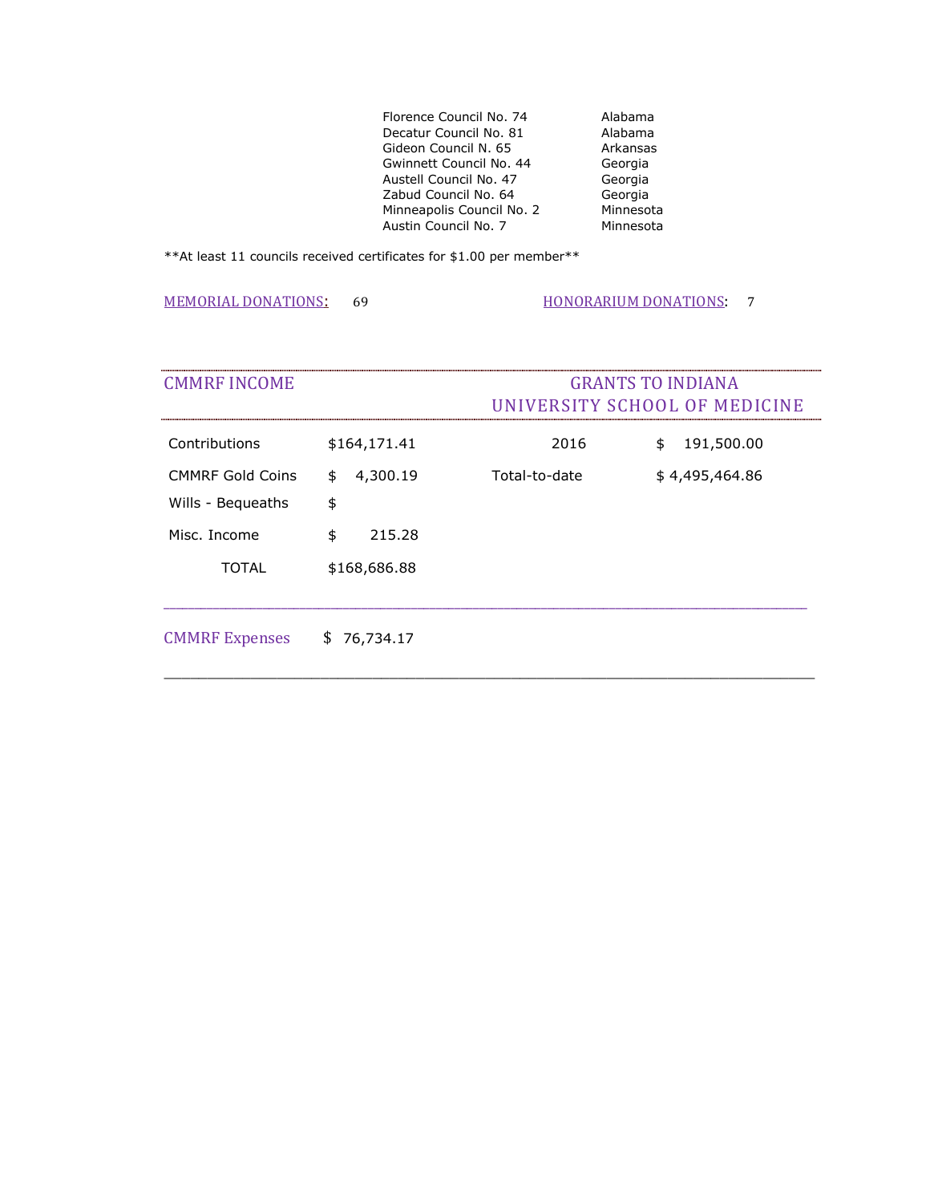| | |
|---|---|
| Florence Council No. 74 | Alabama |
| Decatur Council No. 81 | Alabama |
| Gideon Council N. 65 | Arkansas |
| Gwinnett Council No. 44 | Georgia |
| Austell Council No. 47 | Georgia |
| Zabud Council No. 64 | Georgia |
| Minneapolis Council No. 2 | Minnesota |
| Austin Council No. 7 | Minnesota |

**At least 11 councils received certificates for $1.00 per member**

MEMORIAL DONATIONS: 69

HONORARIUM DONATIONS: 7

| CMMRF INCOME | | GRANTS TO INDIANA UNIVERSITY SCHOOL OF MEDICINE | |
|---|---|---|---|
| Contributions | $164,171.41 | 2016 | $ 191,500.00 |
| CMMRF Gold Coins | $ 4,300.19 | Total-to-date | $ 4,495,464.86 |
| Wills - Bequeaths | $ | | |
| Misc. Income | $ 215.28 | | |
| TOTAL | $168,686.88 | | |

CMMRF Expenses $ 76,734.17